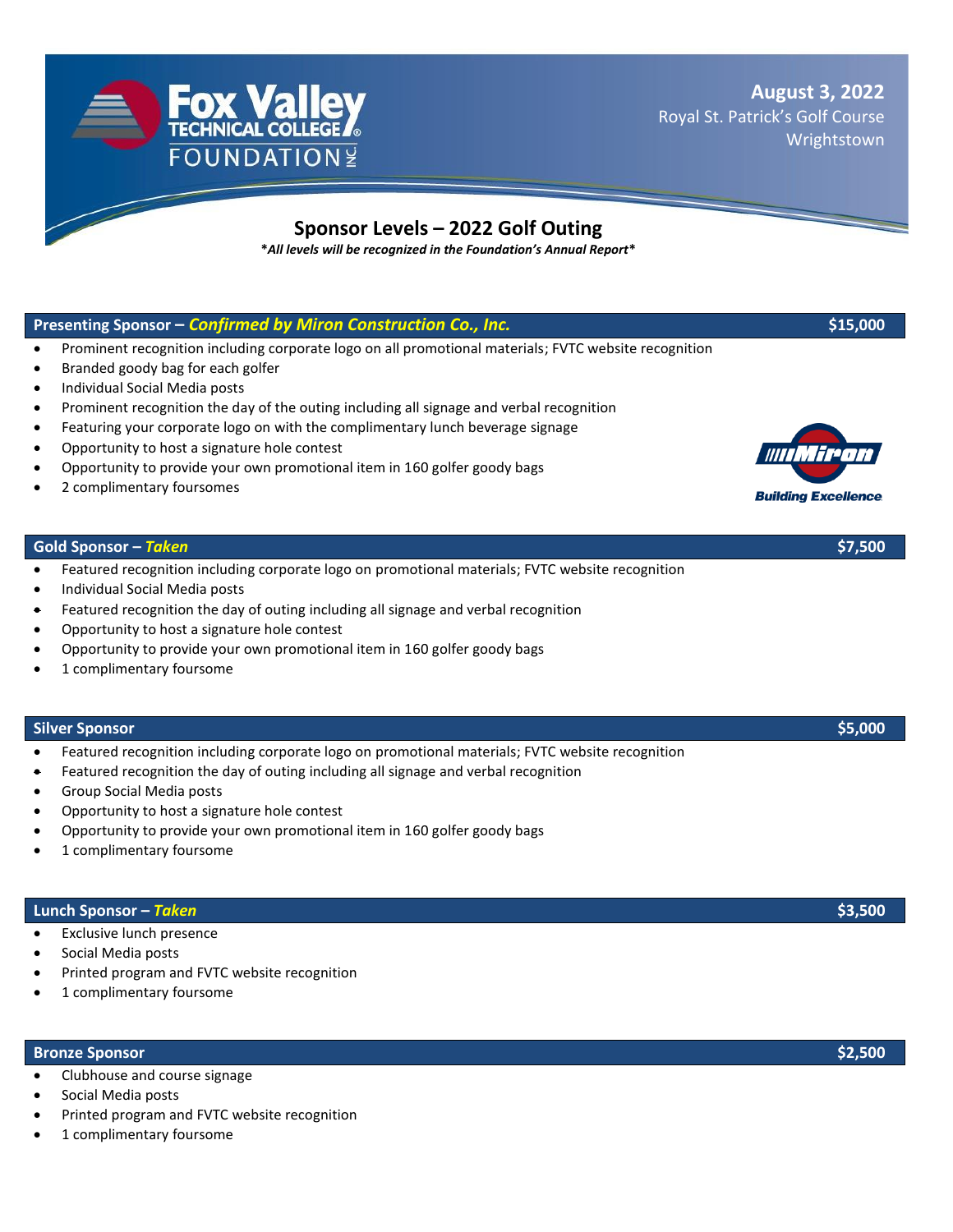Fox Valley Technical College Foundation Inc.

**August 3, 2022**
Royal St. Patrick's Golf Course
Wrightstown

# Sponsor Levels – 2022 Golf Outing

***All levels will be recognized in the Foundation's Annual Report***

## Presenting Sponsor – *Confirmed by Miron Construction Co., Inc.* — $15,000

- Prominent recognition including corporate logo on all promotional materials; FVTC website recognition
- Branded goody bag for each golfer
- Individual Social Media posts
- Prominent recognition the day of the outing including all signage and verbal recognition
- Featuring your corporate logo on with the complimentary lunch beverage signage
- Opportunity to host a signature hole contest
- Opportunity to provide your own promotional item in 160 golfer goody bags
- 2 complimentary foursomes

Miron Building Excellence

## Gold Sponsor – *Taken* — $7,500

- Featured recognition including corporate logo on promotional materials; FVTC website recognition
- Individual Social Media posts
- Featured recognition the day of outing including all signage and verbal recognition
- Opportunity to host a signature hole contest
- Opportunity to provide your own promotional item in 160 golfer goody bags
- 1 complimentary foursome

## Silver Sponsor — $5,000

- Featured recognition including corporate logo on promotional materials; FVTC website recognition
- Featured recognition the day of outing including all signage and verbal recognition
- Group Social Media posts
- Opportunity to host a signature hole contest
- Opportunity to provide your own promotional item in 160 golfer goody bags
- 1 complimentary foursome

## Lunch Sponsor – *Taken* — $3,500

- Exclusive lunch presence
- Social Media posts
- Printed program and FVTC website recognition
- 1 complimentary foursome

## Bronze Sponsor — $2,500

- Clubhouse and course signage
- Social Media posts
- Printed program and FVTC website recognition
- 1 complimentary foursome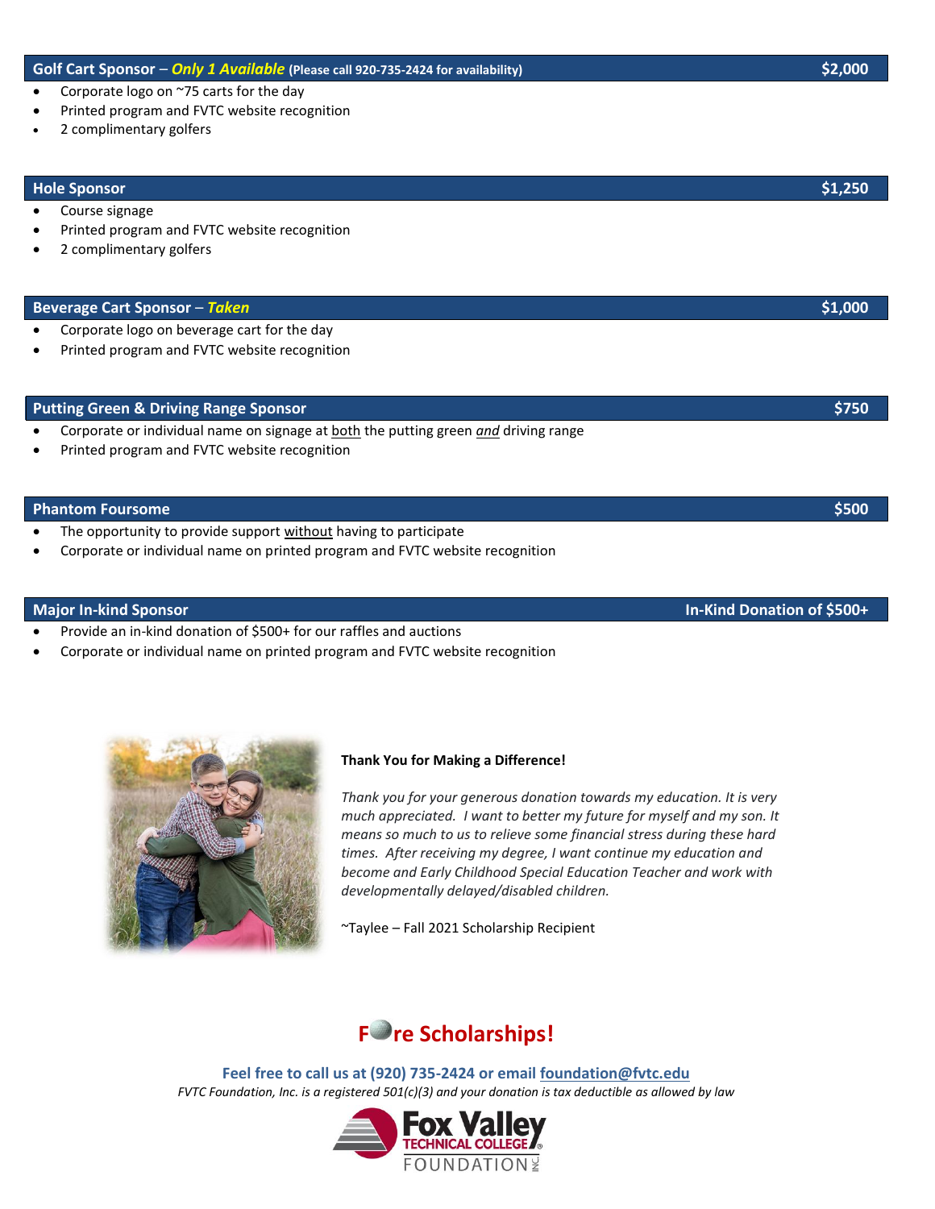**Golf Cart Sponsor** – ***Only 1 Available*** **(Please call 920-735-2424 for availability)** **$2,000**

- Corporate logo on ~75 carts for the day
- Printed program and FVTC website recognition
- 2 complimentary golfers

**Hole Sponsor** **$1,250**

- Course signage
- Printed program and FVTC website recognition
- 2 complimentary golfers

**Beverage Cart Sponsor** – ***Taken*** **$1,000**

- Corporate logo on beverage cart for the day
- Printed program and FVTC website recognition

**Putting Green & Driving Range Sponsor** **$750**

- Corporate or individual name on signage at both the putting green *and* driving range
- Printed program and FVTC website recognition

**Phantom Foursome** **$500**

- The opportunity to provide support without having to participate
- Corporate or individual name on printed program and FVTC website recognition

**Major In-kind Sponsor** **In-Kind Donation of $500+**

- Provide an in-kind donation of $500+ for our raffles and auctions
- Corporate or individual name on printed program and FVTC website recognition

**Thank You for Making a Difference!**

*Thank you for your generous donation towards my education. It is very much appreciated. I want to better my future for myself and my son. It means so much to us to relieve some financial stress during these hard times. After receiving my degree, I want continue my education and become and Early Childhood Special Education Teacher and work with developmentally delayed/disabled children.*

~Taylee – Fall 2021 Scholarship Recipient

## Fore Scholarships!

**Feel free to call us at (920) 735-2424 or email foundation@fvtc.edu**

*FVTC Foundation, Inc. is a registered 501(c)(3) and your donation is tax deductible as allowed by law*

Fox Valley Technical College Foundation Inc.